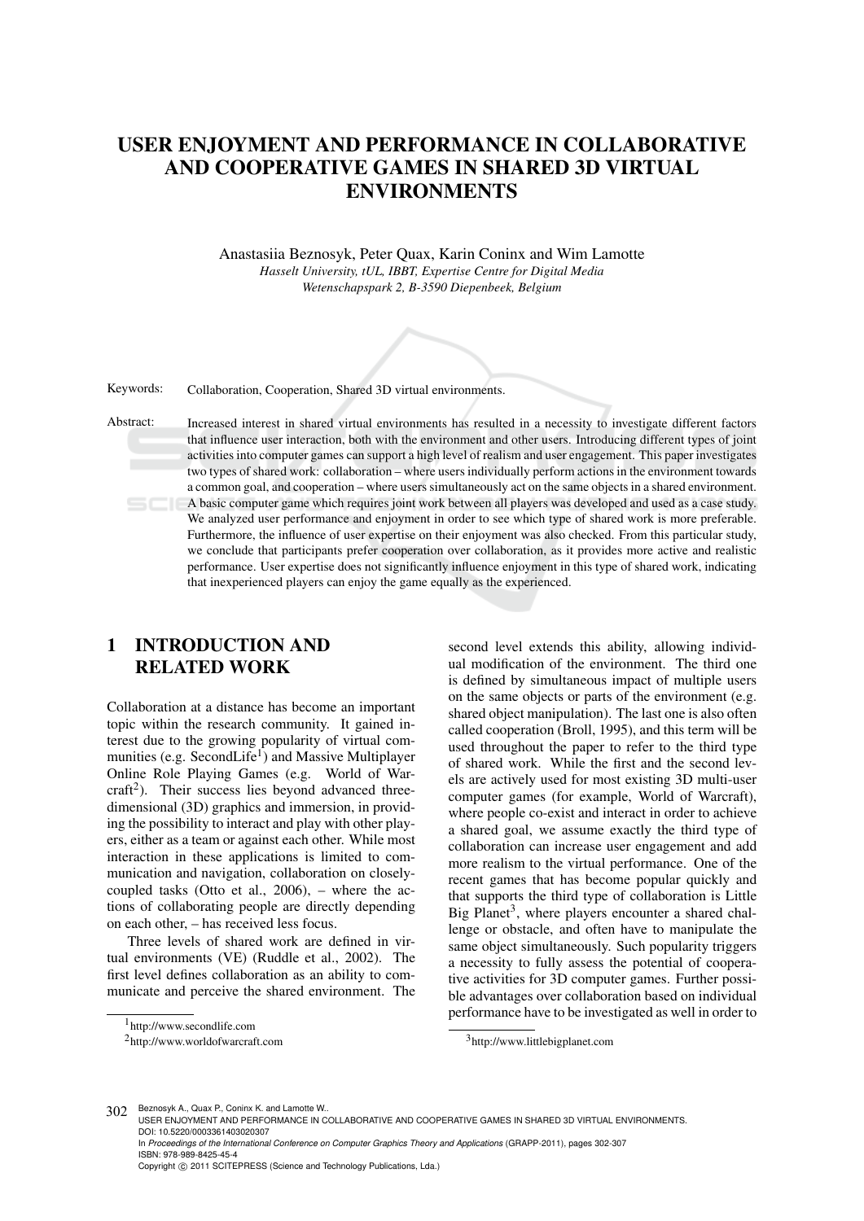# USER ENJOYMENT AND PERFORMANCE IN COLLABORATIVE AND COOPERATIVE GAMES IN SHARED 3D VIRTUAL ENVIRONMENTS

Anastasiia Beznosyk, Peter Quax, Karin Coninx and Wim Lamotte

*Hasselt University, tUL, IBBT, Expertise Centre for Digital Media*
*Wetenschapspark 2, B-3590 Diepenbeek, Belgium*

Keywords: Collaboration, Cooperation, Shared 3D virtual environments.

Abstract: Increased interest in shared virtual environments has resulted in a necessity to investigate different factors that influence user interaction, both with the environment and other users. Introducing different types of joint activities into computer games can support a high level of realism and user engagement. This paper investigates two types of shared work: collaboration – where users individually perform actions in the environment towards a common goal, and cooperation – where users simultaneously act on the same objects in a shared environment. A basic computer game which requires joint work between all players was developed and used as a case study. We analyzed user performance and enjoyment in order to see which type of shared work is more preferable. Furthermore, the influence of user expertise on their enjoyment was also checked. From this particular study, we conclude that participants prefer cooperation over collaboration, as it provides more active and realistic performance. User expertise does not significantly influence enjoyment in this type of shared work, indicating that inexperienced players can enjoy the game equally as the experienced.

## 1 INTRODUCTION AND RELATED WORK

Collaboration at a distance has become an important topic within the research community. It gained interest due to the growing popularity of virtual communities (e.g. SecondLife[1]) and Massive Multiplayer Online Role Playing Games (e.g. World of Warcraft[2]). Their success lies beyond advanced three-dimensional (3D) graphics and immersion, in providing the possibility to interact and play with other players, either as a team or against each other. While most interaction in these applications is limited to communication and navigation, collaboration on closely-coupled tasks (Otto et al., 2006), – where the actions of collaborating people are directly depending on each other, – has received less focus.

Three levels of shared work are defined in virtual environments (VE) (Ruddle et al., 2002). The first level defines collaboration as an ability to communicate and perceive the shared environment. The second level extends this ability, allowing individual modification of the environment. The third one is defined by simultaneous impact of multiple users on the same objects or parts of the environment (e.g. shared object manipulation). The last one is also often called cooperation (Broll, 1995), and this term will be used throughout the paper to refer to the third type of shared work. While the first and the second levels are actively used for most existing 3D multi-user computer games (for example, World of Warcraft), where people co-exist and interact in order to achieve a shared goal, we assume exactly the third type of collaboration can increase user engagement and add more realism to the virtual performance. One of the recent games that has become popular quickly and that supports the third type of collaboration is Little Big Planet[3], where players encounter a shared challenge or obstacle, and often have to manipulate the same object simultaneously. Such popularity triggers a necessity to fully assess the potential of cooperative activities for 3D computer games. Further possible advantages over collaboration based on individual performance have to be investigated as well in order to

[1] http://www.secondlife.com

[2] http://www.worldofwarcraft.com

[3] http://www.littlebigplanet.com

Beznosyk A., Quax P., Coninx K. and Lamotte W..
USER ENJOYMENT AND PERFORMANCE IN COLLABORATIVE AND COOPERATIVE GAMES IN SHARED 3D VIRTUAL ENVIRONMENTS.
DOI: 10.5220/0003361403020307
In *Proceedings of the International Conference on Computer Graphics Theory and Applications* (GRAPP-2011), pages 302-307
ISBN: 978-989-8425-45-4
Copyright © 2011 SCITEPRESS (Science and Technology Publications, Lda.)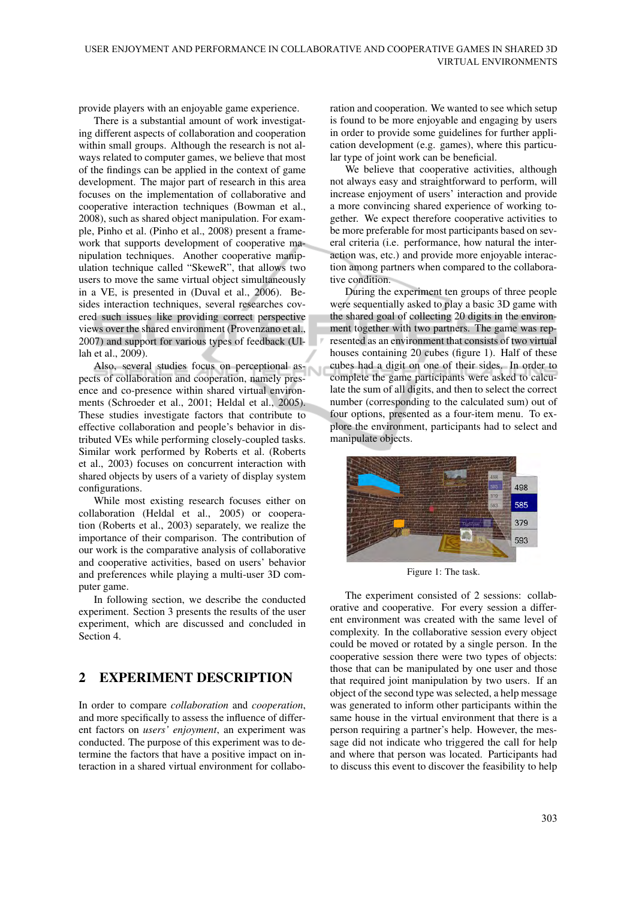provide players with an enjoyable game experience.

There is a substantial amount of work investigating different aspects of collaboration and cooperation within small groups. Although the research is not always related to computer games, we believe that most of the findings can be applied in the context of game development. The major part of research in this area focuses on the implementation of collaborative and cooperative interaction techniques (Bowman et al., 2008), such as shared object manipulation. For example, Pinho et al. (Pinho et al., 2008) present a framework that supports development of cooperative manipulation techniques. Another cooperative manipulation technique called "SkeweR", that allows two users to move the same virtual object simultaneously in a VE, is presented in (Duval et al., 2006). Besides interaction techniques, several researches covered such issues like providing correct perspective views over the shared environment (Provenzano et al., 2007) and support for various types of feedback (Ullah et al., 2009).

Also, several studies focus on perceptional aspects of collaboration and cooperation, namely presence and co-presence within shared virtual environments (Schroeder et al., 2001; Heldal et al., 2005). These studies investigate factors that contribute to effective collaboration and people's behavior in distributed VEs while performing closely-coupled tasks. Similar work performed by Roberts et al. (Roberts et al., 2003) focuses on concurrent interaction with shared objects by users of a variety of display system configurations.

While most existing research focuses either on collaboration (Heldal et al., 2005) or cooperation (Roberts et al., 2003) separately, we realize the importance of their comparison. The contribution of our work is the comparative analysis of collaborative and cooperative activities, based on users' behavior and preferences while playing a multi-user 3D computer game.

In following section, we describe the conducted experiment. Section 3 presents the results of the user experiment, which are discussed and concluded in Section 4.

## 2 EXPERIMENT DESCRIPTION

In order to compare *collaboration* and *cooperation*, and more specifically to assess the influence of different factors on *users' enjoyment*, an experiment was conducted. The purpose of this experiment was to determine the factors that have a positive impact on interaction in a shared virtual environment for collaboration and cooperation. We wanted to see which setup is found to be more enjoyable and engaging by users in order to provide some guidelines for further application development (e.g. games), where this particular type of joint work can be beneficial.

We believe that cooperative activities, although not always easy and straightforward to perform, will increase enjoyment of users' interaction and provide a more convincing shared experience of working together. We expect therefore cooperative activities to be more preferable for most participants based on several criteria (i.e. performance, how natural the interaction was, etc.) and provide more enjoyable interaction among partners when compared to the collaborative condition.

During the experiment ten groups of three people were sequentially asked to play a basic 3D game with the shared goal of collecting 20 digits in the environment together with two partners. The game was represented as an environment that consists of two virtual houses containing 20 cubes (figure 1). Half of these cubes had a digit on one of their sides. In order to complete the game participants were asked to calculate the sum of all digits, and then to select the correct number (corresponding to the calculated sum) out of four options, presented as a four-item menu. To explore the environment, participants had to select and manipulate objects.

Figure 1: The task.

The experiment consisted of 2 sessions: collaborative and cooperative. For every session a different environment was created with the same level of complexity. In the collaborative session every object could be moved or rotated by a single person. In the cooperative session there were two types of objects: those that can be manipulated by one user and those that required joint manipulation by two users. If an object of the second type was selected, a help message was generated to inform other participants within the same house in the virtual environment that there is a person requiring a partner's help. However, the message did not indicate who triggered the call for help and where that person was located. Participants had to discuss this event to discover the feasibility to help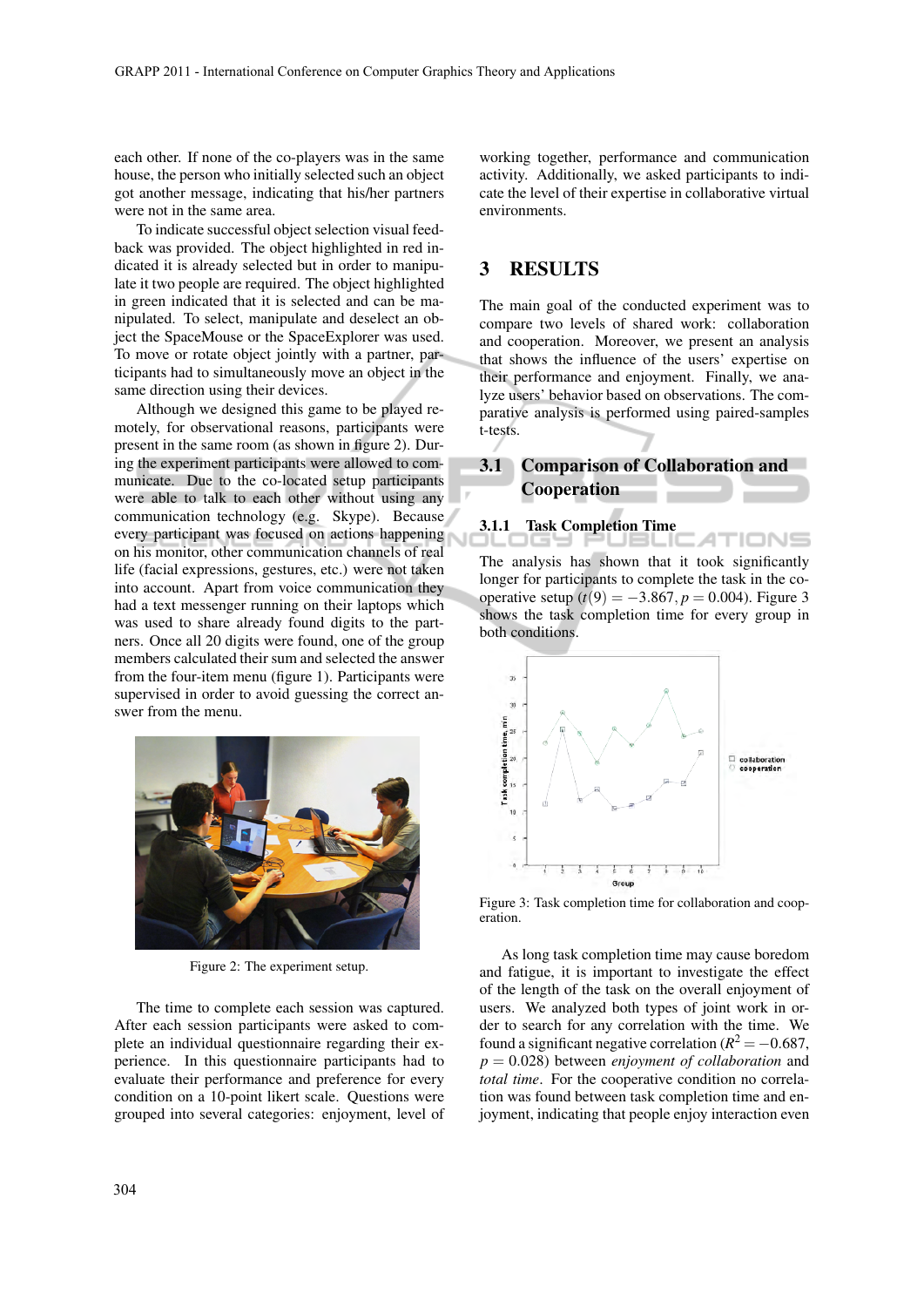each other. If none of the co-players was in the same house, the person who initially selected such an object got another message, indicating that his/her partners were not in the same area.

To indicate successful object selection visual feedback was provided. The object highlighted in red indicated it is already selected but in order to manipulate it two people are required. The object highlighted in green indicated that it is selected and can be manipulated. To select, manipulate and deselect an object the SpaceMouse or the SpaceExplorer was used. To move or rotate object jointly with a partner, participants had to simultaneously move an object in the same direction using their devices.

Although we designed this game to be played remotely, for observational reasons, participants were present in the same room (as shown in figure 2). During the experiment participants were allowed to communicate. Due to the co-located setup participants were able to talk to each other without using any communication technology (e.g. Skype). Because every participant was focused on actions happening on his monitor, other communication channels of real life (facial expressions, gestures, etc.) were not taken into account. Apart from voice communication they had a text messenger running on their laptops which was used to share already found digits to the partners. Once all 20 digits were found, one of the group members calculated their sum and selected the answer from the four-item menu (figure 1). Participants were supervised in order to avoid guessing the correct answer from the menu.

Figure 2: The experiment setup.

The time to complete each session was captured. After each session participants were asked to complete an individual questionnaire regarding their experience. In this questionnaire participants had to evaluate their performance and preference for every condition on a 10-point likert scale. Questions were grouped into several categories: enjoyment, level of working together, performance and communication activity. Additionally, we asked participants to indicate the level of their expertise in collaborative virtual environments.

# 3 RESULTS

The main goal of the conducted experiment was to compare two levels of shared work: collaboration and cooperation. Moreover, we present an analysis that shows the influence of the users' expertise on their performance and enjoyment. Finally, we analyze users' behavior based on observations. The comparative analysis is performed using paired-samples t-tests.

## 3.1 Comparison of Collaboration and Cooperation

### 3.1.1 Task Completion Time

The analysis has shown that it took significantly longer for participants to complete the task in the cooperative setup ($t(9) = -3.867, p = 0.004$). Figure 3 shows the task completion time for every group in both conditions.

Figure 3: Task completion time for collaboration and cooperation.

As long task completion time may cause boredom and fatigue, it is important to investigate the effect of the length of the task on the overall enjoyment of users. We analyzed both types of joint work in order to search for any correlation with the time. We found a significant negative correlation ($R^2 = -0.687$, $p = 0.028$) between *enjoyment of collaboration* and *total time*. For the cooperative condition no correlation was found between task completion time and enjoyment, indicating that people enjoy interaction even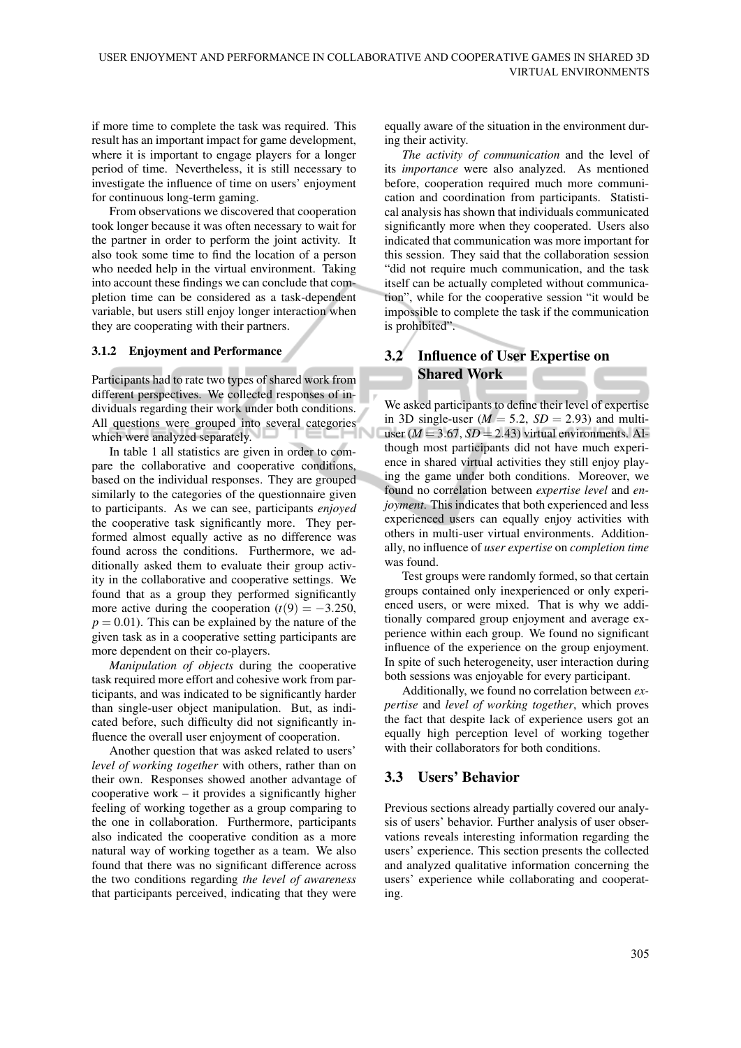if more time to complete the task was required. This result has an important impact for game development, where it is important to engage players for a longer period of time. Nevertheless, it is still necessary to investigate the influence of time on users' enjoyment for continuous long-term gaming.

From observations we discovered that cooperation took longer because it was often necessary to wait for the partner in order to perform the joint activity. It also took some time to find the location of a person who needed help in the virtual environment. Taking into account these findings we can conclude that completion time can be considered as a task-dependent variable, but users still enjoy longer interaction when they are cooperating with their partners.

#### 3.1.2 Enjoyment and Performance

Participants had to rate two types of shared work from different perspectives. We collected responses of individuals regarding their work under both conditions. All questions were grouped into several categories which were analyzed separately.

In table 1 all statistics are given in order to compare the collaborative and cooperative conditions, based on the individual responses. They are grouped similarly to the categories of the questionnaire given to participants. As we can see, participants *enjoyed* the cooperative task significantly more. They performed almost equally active as no difference was found across the conditions. Furthermore, we additionally asked them to evaluate their group activity in the collaborative and cooperative settings. We found that as a group they performed significantly more active during the cooperation ($t(9) = -3.250$, $p = 0.01$). This can be explained by the nature of the given task as in a cooperative setting participants are more dependent on their co-players.

*Manipulation of objects* during the cooperative task required more effort and cohesive work from participants, and was indicated to be significantly harder than single-user object manipulation. But, as indicated before, such difficulty did not significantly influence the overall user enjoyment of cooperation.

Another question that was asked related to users' *level of working together* with others, rather than on their own. Responses showed another advantage of cooperative work – it provides a significantly higher feeling of working together as a group comparing to the one in collaboration. Furthermore, participants also indicated the cooperative condition as a more natural way of working together as a team. We also found that there was no significant difference across the two conditions regarding *the level of awareness* that participants perceived, indicating that they were equally aware of the situation in the environment during their activity.

*The activity of communication* and the level of its *importance* were also analyzed. As mentioned before, cooperation required much more communication and coordination from participants. Statistical analysis has shown that individuals communicated significantly more when they cooperated. Users also indicated that communication was more important for this session. They said that the collaboration session "did not require much communication, and the task itself can be actually completed without communication", while for the cooperative session "it would be impossible to complete the task if the communication is prohibited".

### 3.2 Influence of User Expertise on Shared Work

We asked participants to define their level of expertise in 3D single-user ($M = 5.2$, $SD = 2.93$) and multi-user ($M = 3.67$, $SD = 2.43$) virtual environments. Although most participants did not have much experience in shared virtual activities they still enjoy playing the game under both conditions. Moreover, we found no correlation between *expertise level* and *enjoyment*. This indicates that both experienced and less experienced users can equally enjoy activities with others in multi-user virtual environments. Additionally, no influence of *user expertise* on *completion time* was found.

Test groups were randomly formed, so that certain groups contained only inexperienced or only experienced users, or were mixed. That is why we additionally compared group enjoyment and average experience within each group. We found no significant influence of the experience on the group enjoyment. In spite of such heterogeneity, user interaction during both sessions was enjoyable for every participant.

Additionally, we found no correlation between *expertise* and *level of working together*, which proves the fact that despite lack of experience users got an equally high perception level of working together with their collaborators for both conditions.

### 3.3 Users' Behavior

Previous sections already partially covered our analysis of users' behavior. Further analysis of user observations reveals interesting information regarding the users' experience. This section presents the collected and analyzed qualitative information concerning the users' experience while collaborating and cooperating.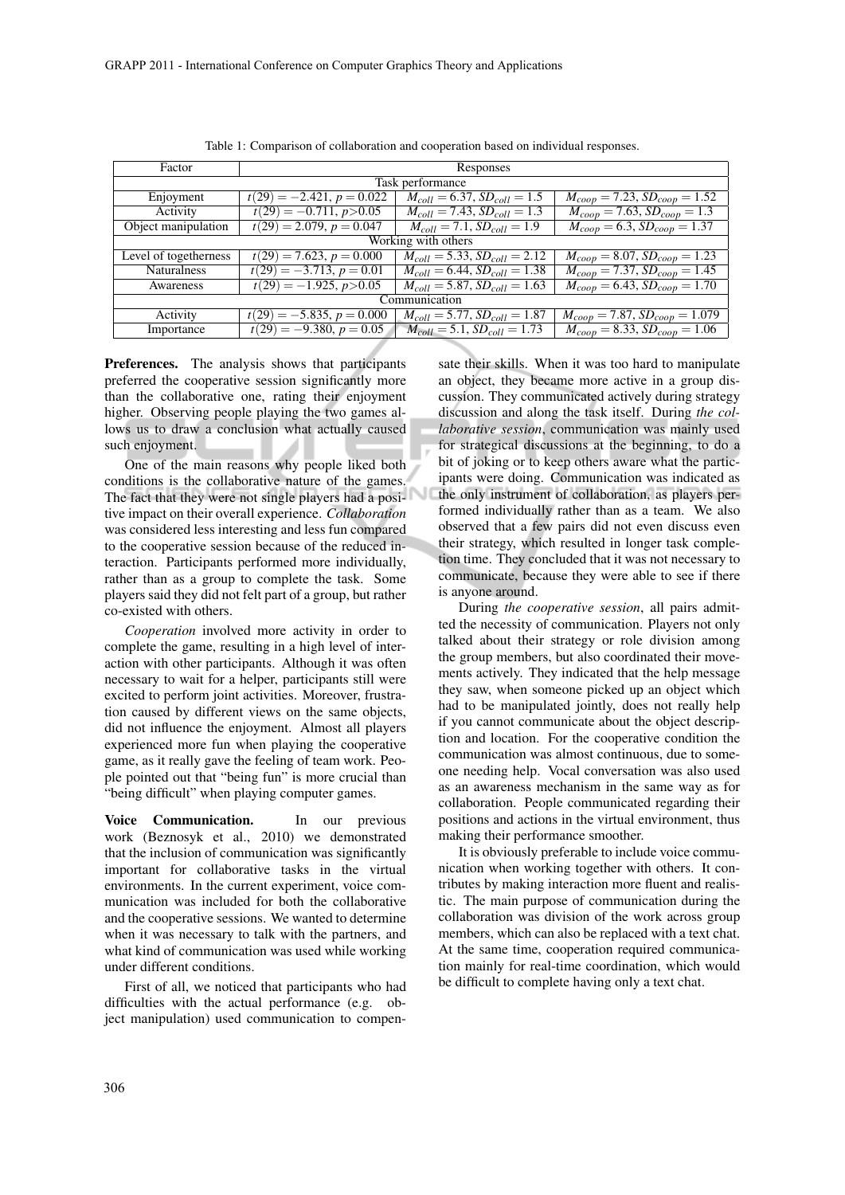Table 1: Comparison of collaboration and cooperation based on individual responses.

| Factor | Responses | | |
|---|---|---|---|
| Task performance | | | |
| Enjoyment | $t(29) = -2.421$, $p = 0.022$ | $M_{coll} = 6.37$, $SD_{coll} = 1.5$ | $M_{coop} = 7.23$, $SD_{coop} = 1.52$ |
| Activity | $t(29) = -0.711$, $p{>}0.05$ | $M_{coll} = 7.43$, $SD_{coll} = 1.3$ | $M_{coop} = 7.63$, $SD_{coop} = 1.3$ |
| Object manipulation | $t(29) = 2.079$, $p = 0.047$ | $M_{coll} = 7.1$, $SD_{coll} = 1.9$ | $M_{coop} = 6.3$, $SD_{coop} = 1.37$ |
| Working with others | | | |
| Level of togetherness | $t(29) = 7.623$, $p = 0.000$ | $M_{coll} = 5.33$, $SD_{coll} = 2.12$ | $M_{coop} = 8.07$, $SD_{coop} = 1.23$ |
| Naturalness | $t(29) = -3.713$, $p = 0.01$ | $M_{coll} = 6.44$, $SD_{coll} = 1.38$ | $M_{coop} = 7.37$, $SD_{coop} = 1.45$ |
| Awareness | $t(29) = -1.925$, $p{>}0.05$ | $M_{coll} = 5.87$, $SD_{coll} = 1.63$ | $M_{coop} = 6.43$, $SD_{coop} = 1.70$ |
| Communication | | | |
| Activity | $t(29) = -5.835$, $p = 0.000$ | $M_{coll} = 5.77$, $SD_{coll} = 1.87$ | $M_{coop} = 7.87$, $SD_{coop} = 1.079$ |
| Importance | $t(29) = -9.380$, $p = 0.05$ | $M_{coll} = 5.1$, $SD_{coll} = 1.73$ | $M_{coop} = 8.33$, $SD_{coop} = 1.06$ |

**Preferences.** The analysis shows that participants preferred the cooperative session significantly more than the collaborative one, rating their enjoyment higher. Observing people playing the two games allows us to draw a conclusion what actually caused such enjoyment.

One of the main reasons why people liked both conditions is the collaborative nature of the games. The fact that they were not single players had a positive impact on their overall experience. *Collaboration* was considered less interesting and less fun compared to the cooperative session because of the reduced interaction. Participants performed more individually, rather than as a group to complete the task. Some players said they did not felt part of a group, but rather co-existed with others.

*Cooperation* involved more activity in order to complete the game, resulting in a high level of interaction with other participants. Although it was often necessary to wait for a helper, participants still were excited to perform joint activities. Moreover, frustration caused by different views on the same objects, did not influence the enjoyment. Almost all players experienced more fun when playing the cooperative game, as it really gave the feeling of team work. People pointed out that "being fun" is more crucial than "being difficult" when playing computer games.

**Voice Communication.** In our previous work (Beznosyk et al., 2010) we demonstrated that the inclusion of communication was significantly important for collaborative tasks in the virtual environments. In the current experiment, voice communication was included for both the collaborative and the cooperative sessions. We wanted to determine when it was necessary to talk with the partners, and what kind of communication was used while working under different conditions.

First of all, we noticed that participants who had difficulties with the actual performance (e.g. object manipulation) used communication to compensate their skills. When it was too hard to manipulate an object, they became more active in a group discussion. They communicated actively during strategy discussion and along the task itself. During *the collaborative session*, communication was mainly used for strategical discussions at the beginning, to do a bit of joking or to keep others aware what the participants were doing. Communication was indicated as the only instrument of collaboration, as players performed individually rather than as a team. We also observed that a few pairs did not even discuss even their strategy, which resulted in longer task completion time. They concluded that it was not necessary to communicate, because they were able to see if there is anyone around.

During *the cooperative session*, all pairs admitted the necessity of communication. Players not only talked about their strategy or role division among the group members, but also coordinated their movements actively. They indicated that the help message they saw, when someone picked up an object which had to be manipulated jointly, does not really help if you cannot communicate about the object description and location. For the cooperative condition the communication was almost continuous, due to someone needing help. Vocal conversation was also used as an awareness mechanism in the same way as for collaboration. People communicated regarding their positions and actions in the virtual environment, thus making their performance smoother.

It is obviously preferable to include voice communication when working together with others. It contributes by making interaction more fluent and realistic. The main purpose of communication during the collaboration was division of the work across group members, which can also be replaced with a text chat. At the same time, cooperation required communication mainly for real-time coordination, which would be difficult to complete having only a text chat.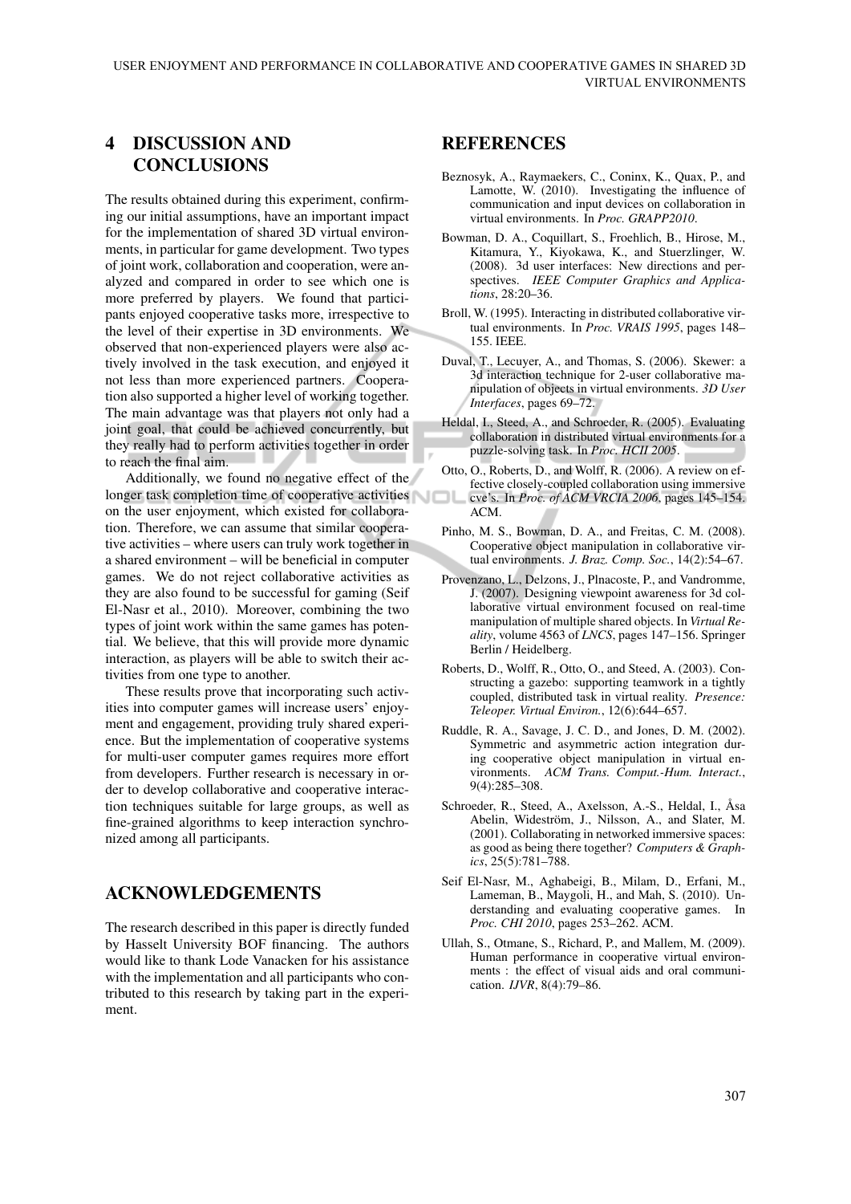## 4 DISCUSSION AND CONCLUSIONS

The results obtained during this experiment, confirming our initial assumptions, have an important impact for the implementation of shared 3D virtual environments, in particular for game development. Two types of joint work, collaboration and cooperation, were analyzed and compared in order to see which one is more preferred by players. We found that participants enjoyed cooperative tasks more, irrespective to the level of their expertise in 3D environments. We observed that non-experienced players were also actively involved in the task execution, and enjoyed it not less than more experienced partners. Cooperation also supported a higher level of working together. The main advantage was that players not only had a joint goal, that could be achieved concurrently, but they really had to perform activities together in order to reach the final aim.

Additionally, we found no negative effect of the longer task completion time of cooperative activities on the user enjoyment, which existed for collaboration. Therefore, we can assume that similar cooperative activities – where users can truly work together in a shared environment – will be beneficial in computer games. We do not reject collaborative activities as they are also found to be successful for gaming (Seif El-Nasr et al., 2010). Moreover, combining the two types of joint work within the same games has potential. We believe, that this will provide more dynamic interaction, as players will be able to switch their activities from one type to another.

These results prove that incorporating such activities into computer games will increase users' enjoyment and engagement, providing truly shared experience. But the implementation of cooperative systems for multi-user computer games requires more effort from developers. Further research is necessary in order to develop collaborative and cooperative interaction techniques suitable for large groups, as well as fine-grained algorithms to keep interaction synchronized among all participants.

## ACKNOWLEDGEMENTS

The research described in this paper is directly funded by Hasselt University BOF financing. The authors would like to thank Lode Vanacken for his assistance with the implementation and all participants who contributed to this research by taking part in the experiment.

## REFERENCES

Beznosyk, A., Raymaekers, C., Coninx, K., Quax, P., and Lamotte, W. (2010). Investigating the influence of communication and input devices on collaboration in virtual environments. In *Proc. GRAPP2010*.

Bowman, D. A., Coquillart, S., Froehlich, B., Hirose, M., Kitamura, Y., Kiyokawa, K., and Stuerzlinger, W. (2008). 3d user interfaces: New directions and perspectives. *IEEE Computer Graphics and Applications*, 28:20–36.

Broll, W. (1995). Interacting in distributed collaborative virtual environments. In *Proc. VRAIS 1995*, pages 148–155. IEEE.

Duval, T., Lecuyer, A., and Thomas, S. (2006). Skewer: a 3d interaction technique for 2-user collaborative manipulation of objects in virtual environments. *3D User Interfaces*, pages 69–72.

Heldal, I., Steed, A., and Schroeder, R. (2005). Evaluating collaboration in distributed virtual environments for a puzzle-solving task. In *Proc. HCII 2005*.

Otto, O., Roberts, D., and Wolff, R. (2006). A review on effective closely-coupled collaboration using immersive cve's. In *Proc. of ACM VRCIA 2006*, pages 145–154. ACM.

Pinho, M. S., Bowman, D. A., and Freitas, C. M. (2008). Cooperative object manipulation in collaborative virtual environments. *J. Braz. Comp. Soc.*, 14(2):54–67.

Provenzano, L., Delzons, J., Plnacoste, P., and Vandromme, J. (2007). Designing viewpoint awareness for 3d collaborative virtual environment focused on real-time manipulation of multiple shared objects. In *Virtual Reality*, volume 4563 of *LNCS*, pages 147–156. Springer Berlin / Heidelberg.

Roberts, D., Wolff, R., Otto, O., and Steed, A. (2003). Constructing a gazebo: supporting teamwork in a tightly coupled, distributed task in virtual reality. *Presence: Teleoper. Virtual Environ.*, 12(6):644–657.

Ruddle, R. A., Savage, J. C. D., and Jones, D. M. (2002). Symmetric and asymmetric action integration during cooperative object manipulation in virtual environments. *ACM Trans. Comput.-Hum. Interact.*, 9(4):285–308.

Schroeder, R., Steed, A., Axelsson, A.-S., Heldal, I., Åsa Abelin, Wideström, J., Nilsson, A., and Slater, M. (2001). Collaborating in networked immersive spaces: as good as being there together? *Computers & Graphics*, 25(5):781–788.

Seif El-Nasr, M., Aghabeigi, B., Milam, D., Erfani, M., Lameman, B., Maygoli, H., and Mah, S. (2010). Understanding and evaluating cooperative games. In *Proc. CHI 2010*, pages 253–262. ACM.

Ullah, S., Otmane, S., Richard, P., and Mallem, M. (2009). Human performance in cooperative virtual environments : the effect of visual aids and oral communication. *IJVR*, 8(4):79–86.